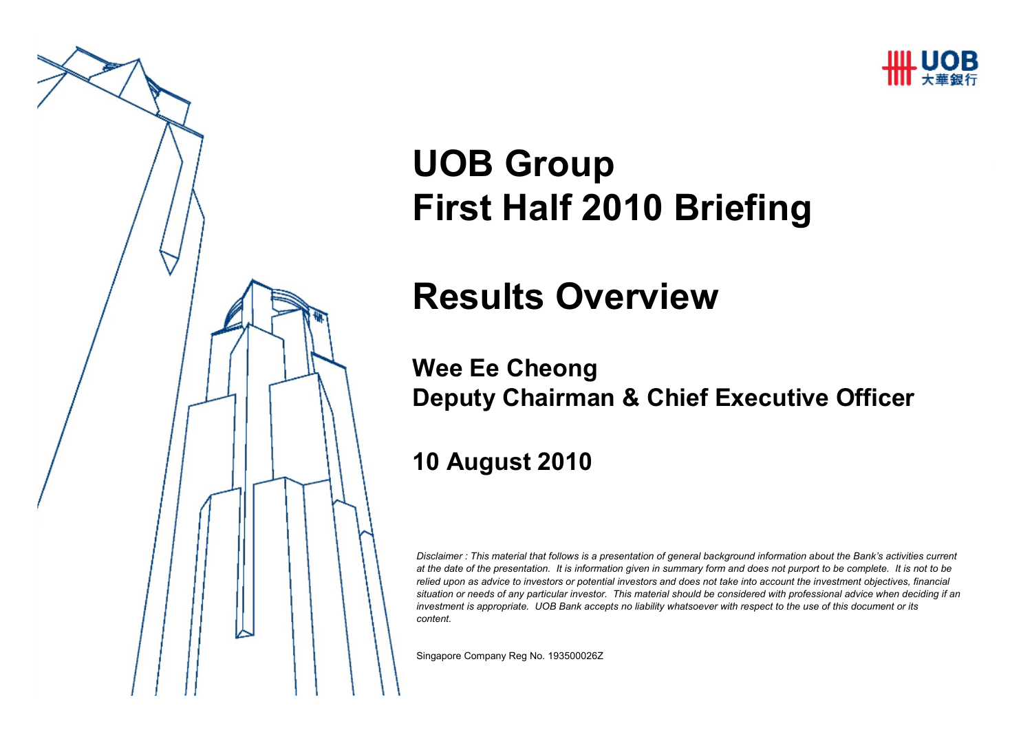# UOB Group
# First Half 2010 Briefing

## Results Overview

**Wee Ee Cheong**
**Deputy Chairman & Chief Executive Officer**

**10 August 2010**

*Disclaimer : This material that follows is a presentation of general background information about the Bank's activities current at the date of the presentation. It is information given in summary form and does not purport to be complete. It is not to be relied upon as advice to investors or potential investors and does not take into account the investment objectives, financial situation or needs of any particular investor. This material should be considered with professional advice when deciding if an investment is appropriate. UOB Bank accepts no liability whatsoever with respect to the use of this document or its content.*

Singapore Company Reg No. 193500026Z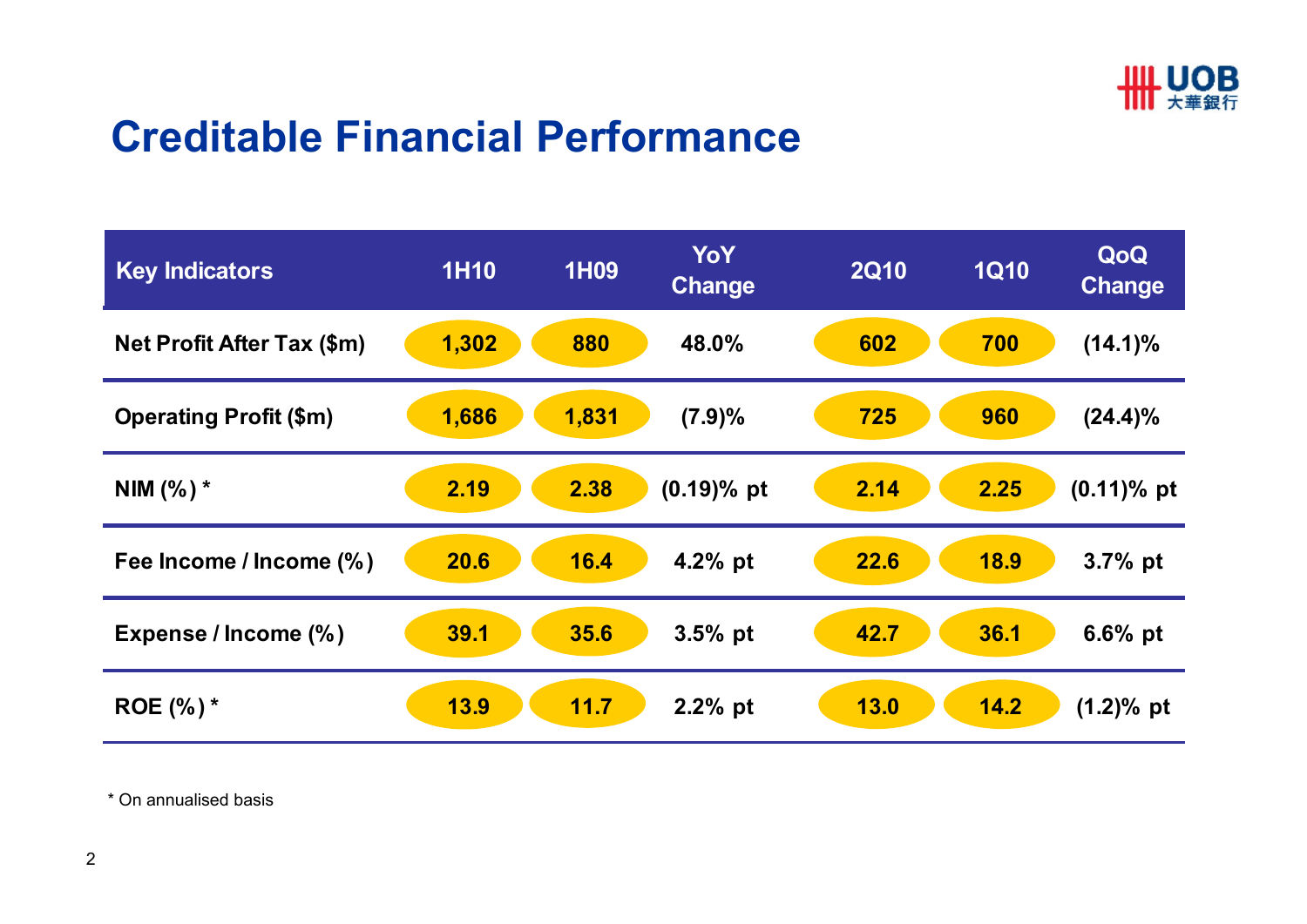# Creditable Financial Performance

| Key Indicators | 1H10 | 1H09 | YoY Change | 2Q10 | 1Q10 | QoQ Change |
|---|---|---|---|---|---|---|
| Net Profit After Tax ($m) | 1,302 | 880 | 48.0% | 602 | 700 | (14.1)% |
| Operating Profit ($m) | 1,686 | 1,831 | (7.9)% | 725 | 960 | (24.4)% |
| NIM (%) * | 2.19 | 2.38 | (0.19)% pt | 2.14 | 2.25 | (0.11)% pt |
| Fee Income / Income (%) | 20.6 | 16.4 | 4.2% pt | 22.6 | 18.9 | 3.7% pt |
| Expense / Income (%) | 39.1 | 35.6 | 3.5% pt | 42.7 | 36.1 | 6.6% pt |
| ROE (%) * | 13.9 | 11.7 | 2.2% pt | 13.0 | 14.2 | (1.2)% pt |

* On annualised basis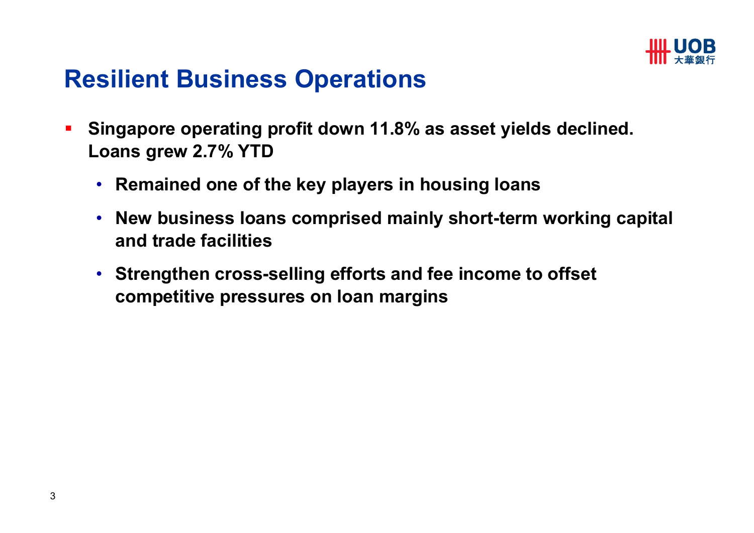# Resilient Business Operations

- **Singapore operating profit down 11.8% as asset yields declined. Loans grew 2.7% YTD**
  - **Remained one of the key players in housing loans**
  - **New business loans comprised mainly short-term working capital and trade facilities**
  - **Strengthen cross-selling efforts and fee income to offset competitive pressures on loan margins**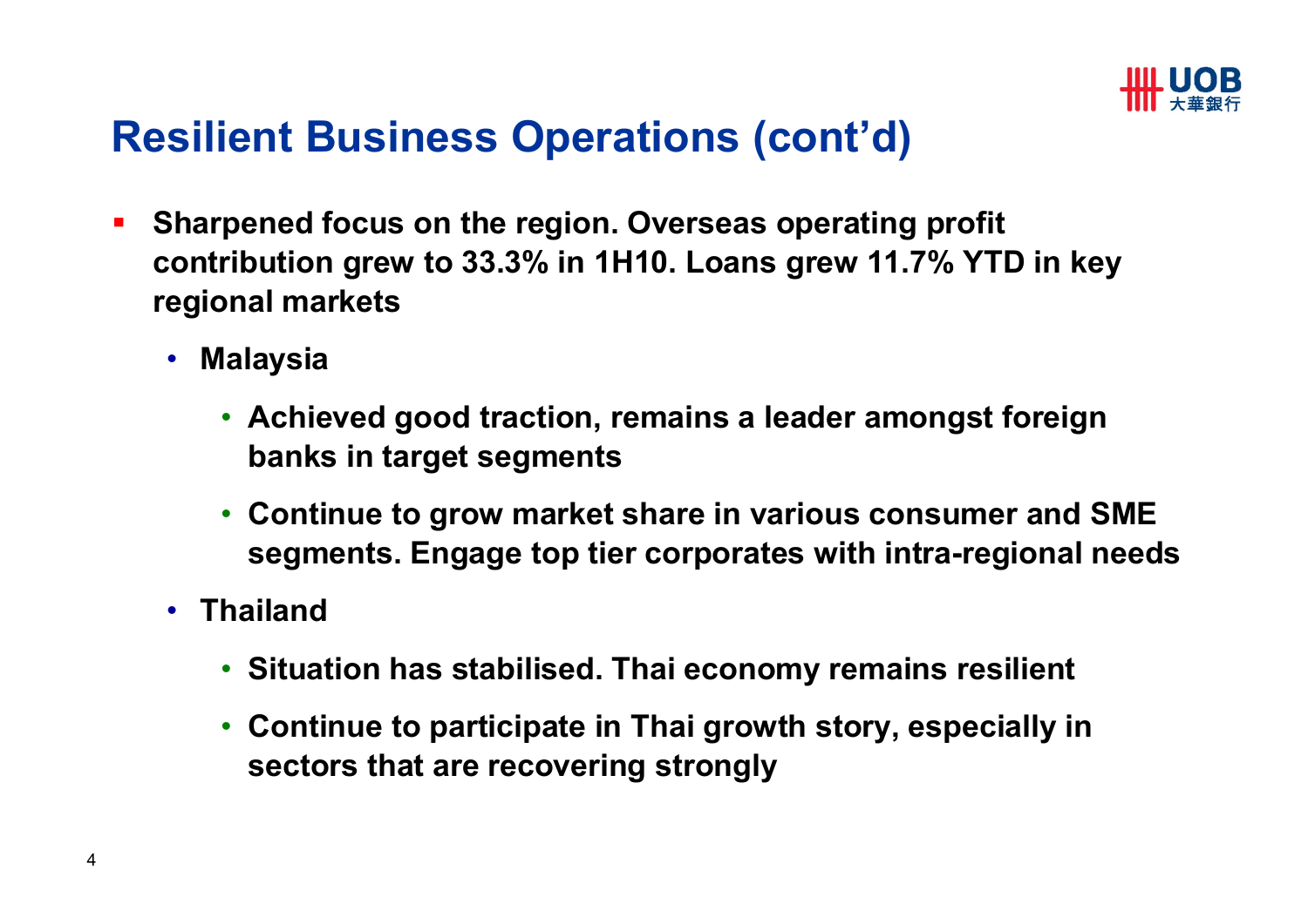# Resilient Business Operations (cont'd)

- **Sharpened focus on the region. Overseas operating profit contribution grew to 33.3% in 1H10. Loans grew 11.7% YTD in key regional markets**
  - **Malaysia**
    - **Achieved good traction, remains a leader amongst foreign banks in target segments**
    - **Continue to grow market share in various consumer and SME segments. Engage top tier corporates with intra-regional needs**
  - **Thailand**
    - **Situation has stabilised. Thai economy remains resilient**
    - **Continue to participate in Thai growth story, especially in sectors that are recovering strongly**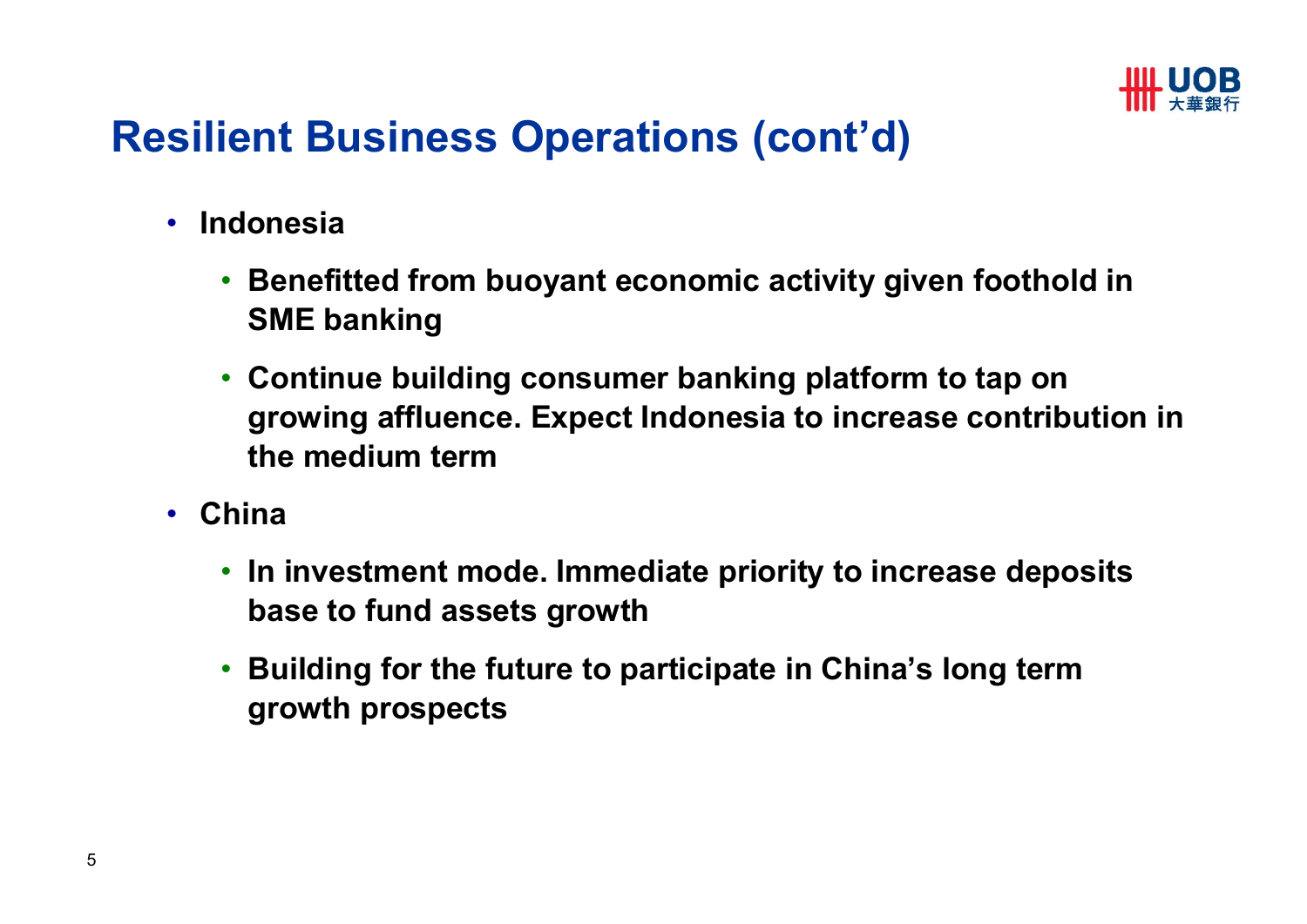# Resilient Business Operations (cont'd)

- **Indonesia**
  - **Benefitted from buoyant economic activity given foothold in SME banking**
  - **Continue building consumer banking platform to tap on growing affluence. Expect Indonesia to increase contribution in the medium term**
- **China**
  - **In investment mode. Immediate priority to increase deposits base to fund assets growth**
  - **Building for the future to participate in China's long term growth prospects**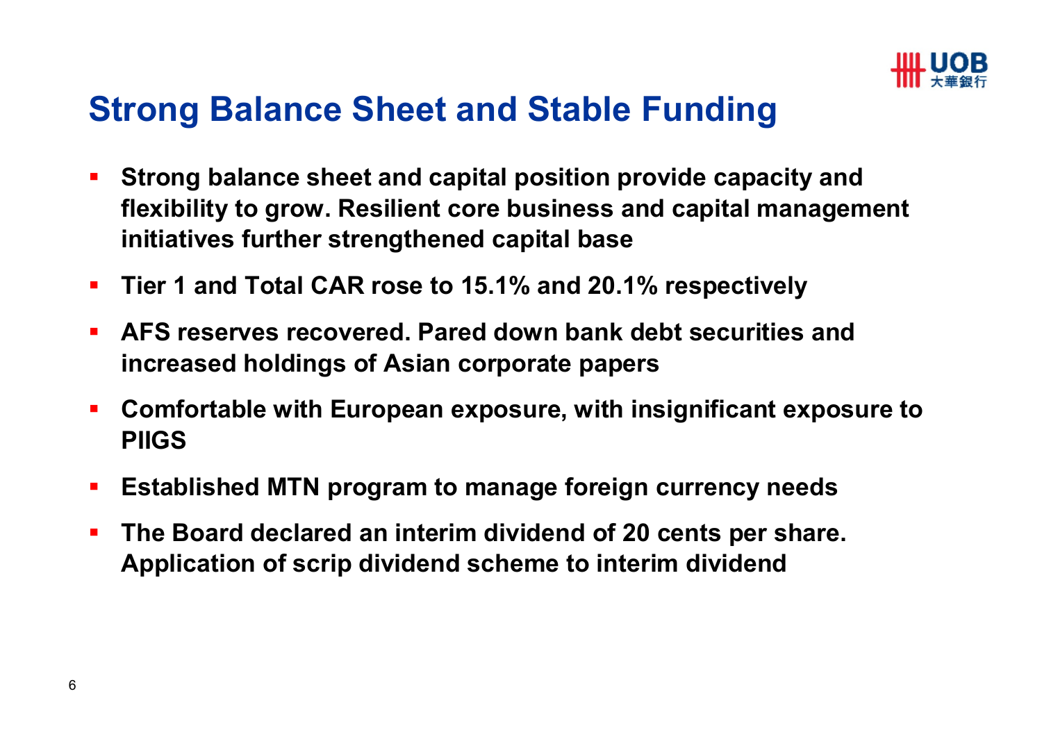# Strong Balance Sheet and Stable Funding

- **Strong balance sheet and capital position provide capacity and flexibility to grow. Resilient core business and capital management initiatives further strengthened capital base**
- **Tier 1 and Total CAR rose to 15.1% and 20.1% respectively**
- **AFS reserves recovered. Pared down bank debt securities and increased holdings of Asian corporate papers**
- **Comfortable with European exposure, with insignificant exposure to PIIGS**
- **Established MTN program to manage foreign currency needs**
- **The Board declared an interim dividend of 20 cents per share. Application of scrip dividend scheme to interim dividend**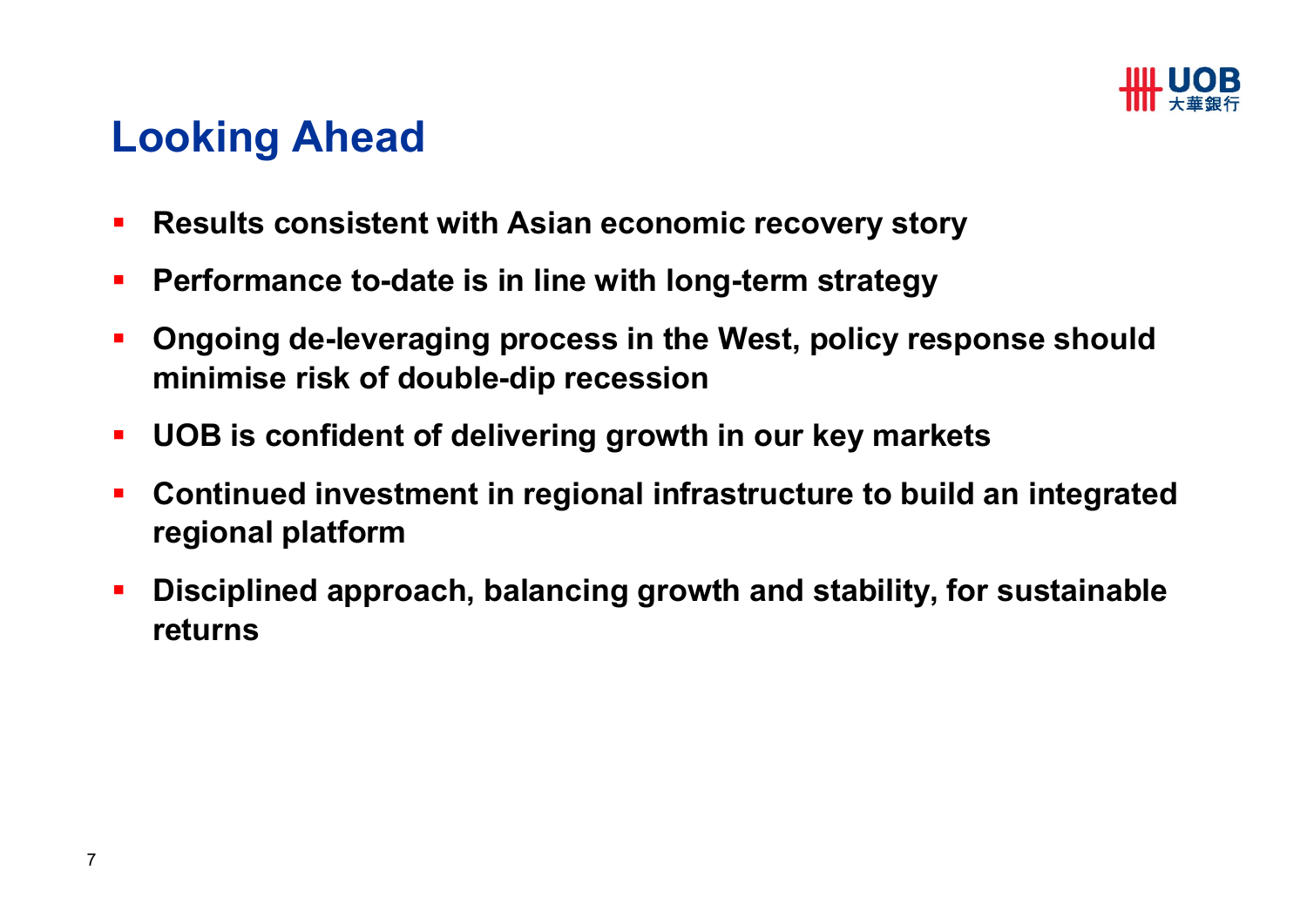# Looking Ahead

- Results consistent with Asian economic recovery story
- Performance to-date is in line with long-term strategy
- Ongoing de-leveraging process in the West, policy response should minimise risk of double-dip recession
- UOB is confident of delivering growth in our key markets
- Continued investment in regional infrastructure to build an integrated regional platform
- Disciplined approach, balancing growth and stability, for sustainable returns